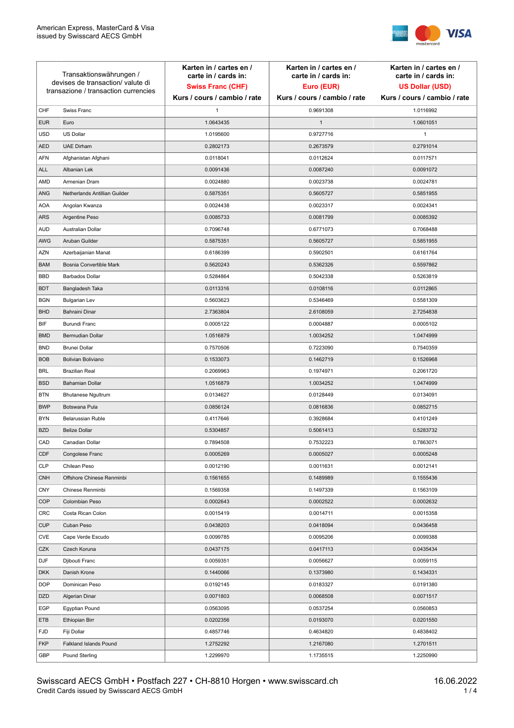American Express, MasterCard & Visa
issued by Swisscard AECS GmbH

| Transaktionswährungen / devises de transaction/ valute di transazione / transaction currencies | | Karten in / cartes en / carte in / cards in: **Swiss Franc (CHF)** Kurs / cours / cambio / rate | Karten in / cartes en / carte in / cards in: **Euro (EUR)** Kurs / cours / cambio / rate | Karten in / cartes en / carte in / cards in: **US Dollar (USD)** Kurs / cours / cambio / rate |
|---|---|---|---|---|
| CHF | Swiss Franc | 1 | 0.9691308 | 1.0116992 |
| EUR | Euro | 1.0643435 | 1 | 1.0601051 |
| USD | US Dollar | 1.0195600 | 0.9727716 | 1 |
| AED | UAE Dirham | 0.2802173 | 0.2673579 | 0.2791014 |
| AFN | Afghanistan Afghani | 0.0118041 | 0.0112624 | 0.0117571 |
| ALL | Albanian Lek | 0.0091436 | 0.0087240 | 0.0091072 |
| AMD | Armenian Dram | 0.0024880 | 0.0023738 | 0.0024781 |
| ANG | Netherlands Antillian Guilder | 0.5875351 | 0.5605727 | 0.5851955 |
| AOA | Angolan Kwanza | 0.0024438 | 0.0023317 | 0.0024341 |
| ARS | Argentine Peso | 0.0085733 | 0.0081799 | 0.0085392 |
| AUD | Australian Dollar | 0.7096748 | 0.6771073 | 0.7068488 |
| AWG | Aruban Guilder | 0.5875351 | 0.5605727 | 0.5851955 |
| AZN | Azerbaijanian Manat | 0.6186399 | 0.5902501 | 0.6161764 |
| BAM | Bosnia Convertible Mark | 0.5620243 | 0.5362326 | 0.5597862 |
| BBD | Barbados Dollar | 0.5284864 | 0.5042338 | 0.5263819 |
| BDT | Bangladesh Taka | 0.0113316 | 0.0108116 | 0.0112865 |
| BGN | Bulgarian Lev | 0.5603623 | 0.5346469 | 0.5581309 |
| BHD | Bahraini Dinar | 2.7363804 | 2.6108059 | 2.7254838 |
| BIF | Burundi Franc | 0.0005122 | 0.0004887 | 0.0005102 |
| BMD | Bermudian Dollar | 1.0516879 | 1.0034252 | 1.0474999 |
| BND | Brunei Dollar | 0.7570506 | 0.7223090 | 0.7540359 |
| BOB | Bolivian Boliviano | 0.1533073 | 0.1462719 | 0.1526968 |
| BRL | Brazilian Real | 0.2069963 | 0.1974971 | 0.2061720 |
| BSD | Bahamian Dollar | 1.0516879 | 1.0034252 | 1.0474999 |
| BTN | Bhutanese Ngultrum | 0.0134627 | 0.0128449 | 0.0134091 |
| BWP | Botswana Pula | 0.0856124 | 0.0816836 | 0.0852715 |
| BYN | Belarussian Ruble | 0.4117646 | 0.3928684 | 0.4101249 |
| BZD | Belize Dollar | 0.5304857 | 0.5061413 | 0.5283732 |
| CAD | Canadian Dollar | 0.7894508 | 0.7532223 | 0.7863071 |
| CDF | Congolese Franc | 0.0005269 | 0.0005027 | 0.0005248 |
| CLP | Chilean Peso | 0.0012190 | 0.0011631 | 0.0012141 |
| CNH | Offshore Chinese Renminbi | 0.1561655 | 0.1489989 | 0.1555436 |
| CNY | Chinese Renminbi | 0.1569358 | 0.1497339 | 0.1563109 |
| COP | Colombian Peso | 0.0002643 | 0.0002522 | 0.0002632 |
| CRC | Costa Rican Colon | 0.0015419 | 0.0014711 | 0.0015358 |
| CUP | Cuban Peso | 0.0438203 | 0.0418094 | 0.0436458 |
| CVE | Cape Verde Escudo | 0.0099785 | 0.0095206 | 0.0099388 |
| CZK | Czech Koruna | 0.0437175 | 0.0417113 | 0.0435434 |
| DJF | Djibouti Franc | 0.0059351 | 0.0056627 | 0.0059115 |
| DKK | Danish Krone | 0.1440066 | 0.1373980 | 0.1434331 |
| DOP | Dominican Peso | 0.0192145 | 0.0183327 | 0.0191380 |
| DZD | Algerian Dinar | 0.0071803 | 0.0068508 | 0.0071517 |
| EGP | Egyptian Pound | 0.0563095 | 0.0537254 | 0.0560853 |
| ETB | Ethiopian Birr | 0.0202356 | 0.0193070 | 0.0201550 |
| FJD | Fiji Dollar | 0.4857746 | 0.4634820 | 0.4838402 |
| FKP | Falkland Islands Pound | 1.2752292 | 1.2167080 | 1.2701511 |
| GBP | Pound Sterling | 1.2299970 | 1.1735515 | 1.2250990 |

Swisscard AECS GmbH • Postfach 227 • CH-8810 Horgen • www.swisscard.ch
Credit Cards issued by Swisscard AECS GmbH

16.06.2022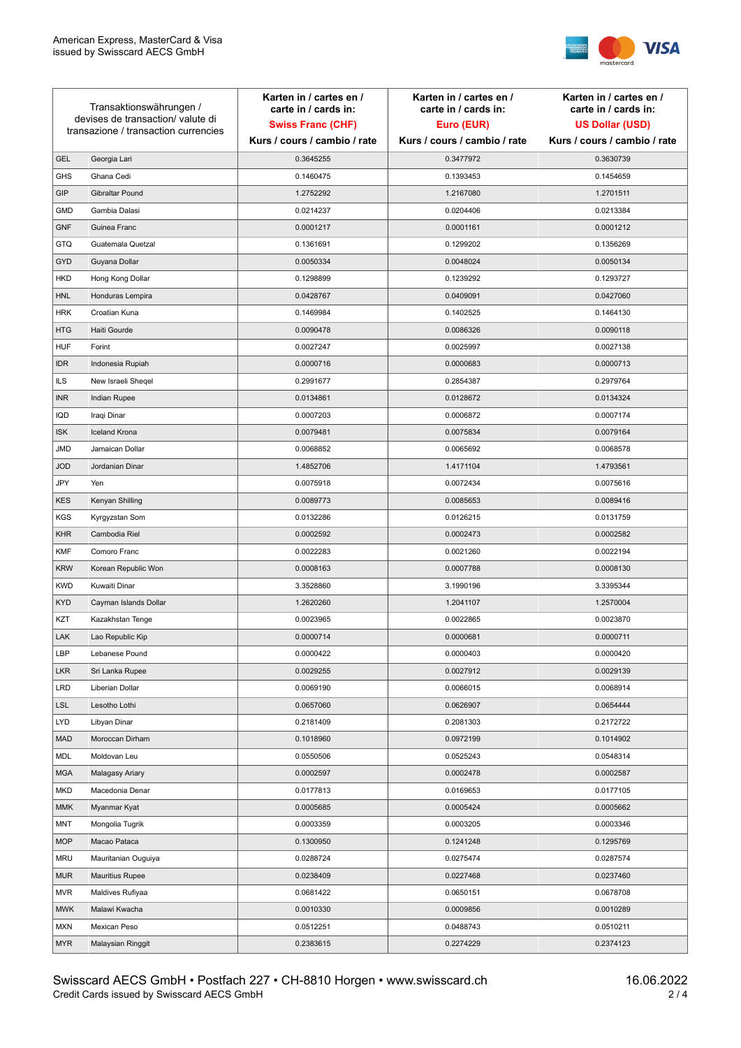| Transaktionswährungen / devises de transaction/ valute di transazione / transaction currencies | | Karten in / cartes en / carte in / cards in: **Swiss Franc (CHF)** Kurs / cours / cambio / rate | Karten in / cartes en / carte in / cards in: **Euro (EUR)** Kurs / cours / cambio / rate | Karten in / cartes en / carte in / cards in: **US Dollar (USD)** Kurs / cours / cambio / rate |
|---|---|---|---|---|
| GEL | Georgia Lari | 0.3645255 | 0.3477972 | 0.3630739 |
| GHS | Ghana Cedi | 0.1460475 | 0.1393453 | 0.1454659 |
| GIP | Gibraltar Pound | 1.2752292 | 1.2167080 | 1.2701511 |
| GMD | Gambia Dalasi | 0.0214237 | 0.0204406 | 0.0213384 |
| GNF | Guinea Franc | 0.0001217 | 0.0001161 | 0.0001212 |
| GTQ | Guatemala Quetzal | 0.1361691 | 0.1299202 | 0.1356269 |
| GYD | Guyana Dollar | 0.0050334 | 0.0048024 | 0.0050134 |
| HKD | Hong Kong Dollar | 0.1298899 | 0.1239292 | 0.1293727 |
| HNL | Honduras Lempira | 0.0428767 | 0.0409091 | 0.0427060 |
| HRK | Croatian Kuna | 0.1469984 | 0.1402525 | 0.1464130 |
| HTG | Haiti Gourde | 0.0090478 | 0.0086326 | 0.0090118 |
| HUF | Forint | 0.0027247 | 0.0025997 | 0.0027138 |
| IDR | Indonesia Rupiah | 0.0000716 | 0.0000683 | 0.0000713 |
| ILS | New Israeli Sheqel | 0.2991677 | 0.2854387 | 0.2979764 |
| INR | Indian Rupee | 0.0134861 | 0.0128672 | 0.0134324 |
| IQD | Iraqi Dinar | 0.0007203 | 0.0006872 | 0.0007174 |
| ISK | Iceland Krona | 0.0079481 | 0.0075834 | 0.0079164 |
| JMD | Jamaican Dollar | 0.0068852 | 0.0065692 | 0.0068578 |
| JOD | Jordanian Dinar | 1.4852706 | 1.4171104 | 1.4793561 |
| JPY | Yen | 0.0075918 | 0.0072434 | 0.0075616 |
| KES | Kenyan Shilling | 0.0089773 | 0.0085653 | 0.0089416 |
| KGS | Kyrgyzstan Som | 0.0132286 | 0.0126215 | 0.0131759 |
| KHR | Cambodia Riel | 0.0002592 | 0.0002473 | 0.0002582 |
| KMF | Comoro Franc | 0.0022283 | 0.0021260 | 0.0022194 |
| KRW | Korean Republic Won | 0.0008163 | 0.0007788 | 0.0008130 |
| KWD | Kuwaiti Dinar | 3.3528860 | 3.1990196 | 3.3395344 |
| KYD | Cayman Islands Dollar | 1.2620260 | 1.2041107 | 1.2570004 |
| KZT | Kazakhstan Tenge | 0.0023965 | 0.0022865 | 0.0023870 |
| LAK | Lao Republic Kip | 0.0000714 | 0.0000681 | 0.0000711 |
| LBP | Lebanese Pound | 0.0000422 | 0.0000403 | 0.0000420 |
| LKR | Sri Lanka Rupee | 0.0029255 | 0.0027912 | 0.0029139 |
| LRD | Liberian Dollar | 0.0069190 | 0.0066015 | 0.0068914 |
| LSL | Lesotho Lothi | 0.0657060 | 0.0626907 | 0.0654444 |
| LYD | Libyan Dinar | 0.2181409 | 0.2081303 | 0.2172722 |
| MAD | Moroccan Dirham | 0.1018960 | 0.0972199 | 0.1014902 |
| MDL | Moldovan Leu | 0.0550506 | 0.0525243 | 0.0548314 |
| MGA | Malagasy Ariary | 0.0002597 | 0.0002478 | 0.0002587 |
| MKD | Macedonia Denar | 0.0177813 | 0.0169653 | 0.0177105 |
| MMK | Myanmar Kyat | 0.0005685 | 0.0005424 | 0.0005662 |
| MNT | Mongolia Tugrik | 0.0003359 | 0.0003205 | 0.0003346 |
| MOP | Macao Pataca | 0.1300950 | 0.1241248 | 0.1295769 |
| MRU | Mauritanian Ouguiya | 0.0288724 | 0.0275474 | 0.0287574 |
| MUR | Mauritius Rupee | 0.0238409 | 0.0227468 | 0.0237460 |
| MVR | Maldives Rufiyaa | 0.0681422 | 0.0650151 | 0.0678708 |
| MWK | Malawi Kwacha | 0.0010330 | 0.0009856 | 0.0010289 |
| MXN | Mexican Peso | 0.0512251 | 0.0488743 | 0.0510211 |
| MYR | Malaysian Ringgit | 0.2383615 | 0.2274229 | 0.2374123 |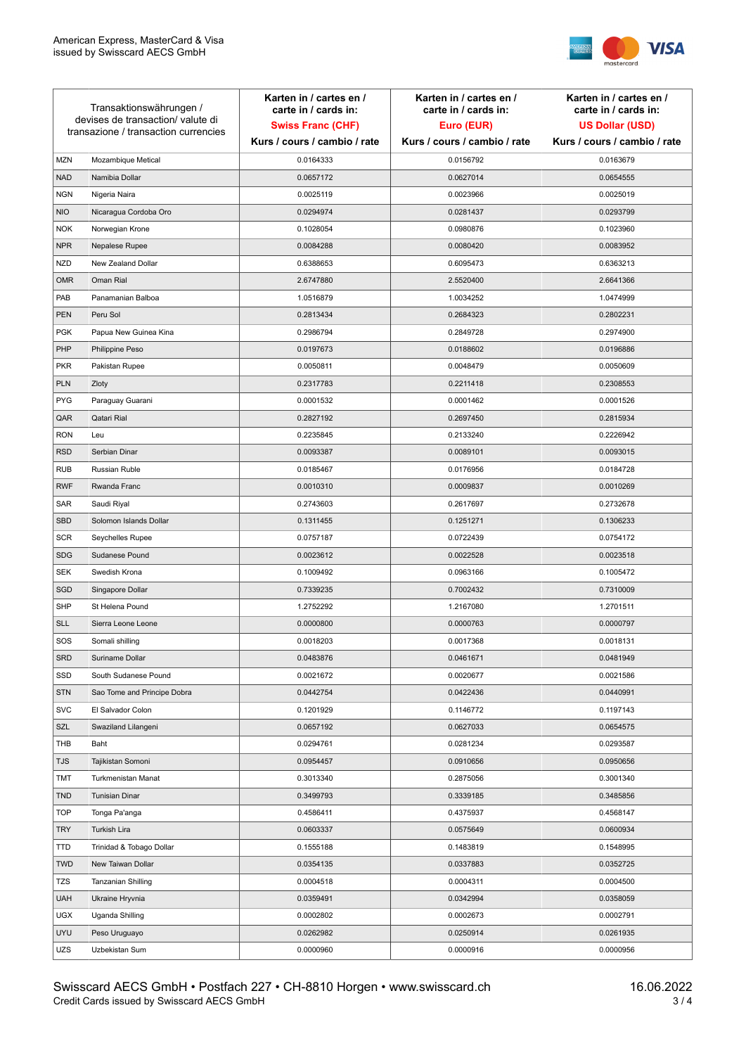| Transaktionswährungen / devises de transaction/ valute di transazione / transaction currencies | | Karten in / cartes en / carte in / cards in: **Swiss Franc (CHF)** Kurs / cours / cambio / rate | Karten in / cartes en / carte in / cards in: **Euro (EUR)** Kurs / cours / cambio / rate | Karten in / cartes en / carte in / cards in: **US Dollar (USD)** Kurs / cours / cambio / rate |
|---|---|---|---|---|
| MZN | Mozambique Metical | 0.0164333 | 0.0156792 | 0.0163679 |
| NAD | Namibia Dollar | 0.0657172 | 0.0627014 | 0.0654555 |
| NGN | Nigeria Naira | 0.0025119 | 0.0023966 | 0.0025019 |
| NIO | Nicaragua Cordoba Oro | 0.0294974 | 0.0281437 | 0.0293799 |
| NOK | Norwegian Krone | 0.1028054 | 0.0980876 | 0.1023960 |
| NPR | Nepalese Rupee | 0.0084288 | 0.0080420 | 0.0083952 |
| NZD | New Zealand Dollar | 0.6388653 | 0.6095473 | 0.6363213 |
| OMR | Oman Rial | 2.6747880 | 2.5520400 | 2.6641366 |
| PAB | Panamanian Balboa | 1.0516879 | 1.0034252 | 1.0474999 |
| PEN | Peru Sol | 0.2813434 | 0.2684323 | 0.2802231 |
| PGK | Papua New Guinea Kina | 0.2986794 | 0.2849728 | 0.2974900 |
| PHP | Philippine Peso | 0.0197673 | 0.0188602 | 0.0196886 |
| PKR | Pakistan Rupee | 0.0050811 | 0.0048479 | 0.0050609 |
| PLN | Zloty | 0.2317783 | 0.2211418 | 0.2308553 |
| PYG | Paraguay Guarani | 0.0001532 | 0.0001462 | 0.0001526 |
| QAR | Qatari Rial | 0.2827192 | 0.2697450 | 0.2815934 |
| RON | Leu | 0.2235845 | 0.2133240 | 0.2226942 |
| RSD | Serbian Dinar | 0.0093387 | 0.0089101 | 0.0093015 |
| RUB | Russian Ruble | 0.0185467 | 0.0176956 | 0.0184728 |
| RWF | Rwanda Franc | 0.0010310 | 0.0009837 | 0.0010269 |
| SAR | Saudi Riyal | 0.2743603 | 0.2617697 | 0.2732678 |
| SBD | Solomon Islands Dollar | 0.1311455 | 0.1251271 | 0.1306233 |
| SCR | Seychelles Rupee | 0.0757187 | 0.0722439 | 0.0754172 |
| SDG | Sudanese Pound | 0.0023612 | 0.0022528 | 0.0023518 |
| SEK | Swedish Krona | 0.1009492 | 0.0963166 | 0.1005472 |
| SGD | Singapore Dollar | 0.7339235 | 0.7002432 | 0.7310009 |
| SHP | St Helena Pound | 1.2752292 | 1.2167080 | 1.2701511 |
| SLL | Sierra Leone Leone | 0.0000800 | 0.0000763 | 0.0000797 |
| SOS | Somali shilling | 0.0018203 | 0.0017368 | 0.0018131 |
| SRD | Suriname Dollar | 0.0483876 | 0.0461671 | 0.0481949 |
| SSD | South Sudanese Pound | 0.0021672 | 0.0020677 | 0.0021586 |
| STN | Sao Tome and Principe Dobra | 0.0442754 | 0.0422436 | 0.0440991 |
| SVC | El Salvador Colon | 0.1201929 | 0.1146772 | 0.1197143 |
| SZL | Swaziland Lilangeni | 0.0657192 | 0.0627033 | 0.0654575 |
| THB | Baht | 0.0294761 | 0.0281234 | 0.0293587 |
| TJS | Tajikistan Somoni | 0.0954457 | 0.0910656 | 0.0950656 |
| TMT | Turkmenistan Manat | 0.3013340 | 0.2875056 | 0.3001340 |
| TND | Tunisian Dinar | 0.3499793 | 0.3339185 | 0.3485856 |
| TOP | Tonga Pa'anga | 0.4586411 | 0.4375937 | 0.4568147 |
| TRY | Turkish Lira | 0.0603337 | 0.0575649 | 0.0600934 |
| TTD | Trinidad & Tobago Dollar | 0.1555188 | 0.1483819 | 0.1548995 |
| TWD | New Taiwan Dollar | 0.0354135 | 0.0337883 | 0.0352725 |
| TZS | Tanzanian Shilling | 0.0004518 | 0.0004311 | 0.0004500 |
| UAH | Ukraine Hryvnia | 0.0359491 | 0.0342994 | 0.0358059 |
| UGX | Uganda Shilling | 0.0002802 | 0.0002673 | 0.0002791 |
| UYU | Peso Uruguayo | 0.0262982 | 0.0250914 | 0.0261935 |
| UZS | Uzbekistan Sum | 0.0000960 | 0.0000916 | 0.0000956 |

Swisscard AECS GmbH • Postfach 227 • CH-8810 Horgen • www.swisscard.ch
Credit Cards issued by Swisscard AECS GmbH

16.06.2022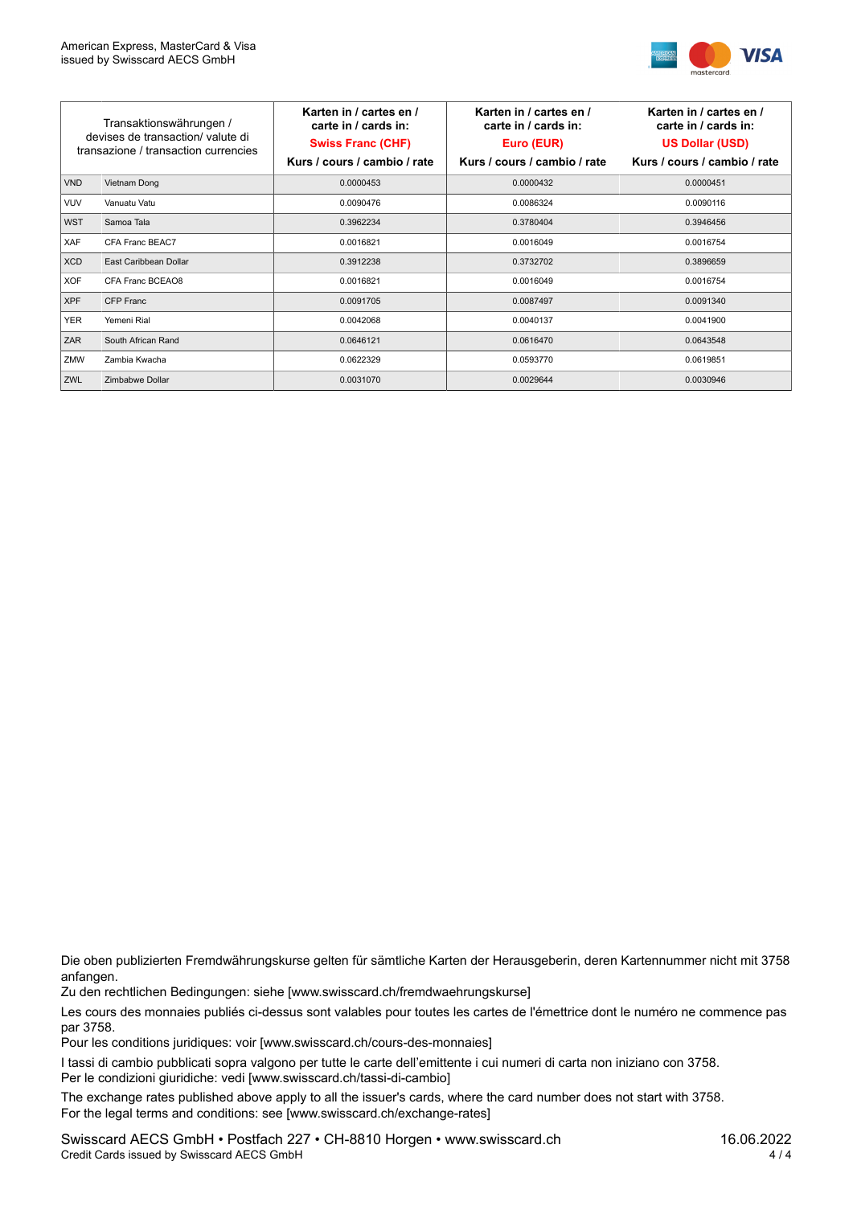| Transaktionswährungen / devises de transaction/ valute di transazione / transaction currencies | | Karten in / cartes en / carte in / cards in: **Swiss Franc (CHF)** Kurs / cours / cambio / rate | Karten in / cartes en / carte in / cards in: **Euro (EUR)** Kurs / cours / cambio / rate | Karten in / cartes en / carte in / cards in: **US Dollar (USD)** Kurs / cours / cambio / rate |
|---|---|---|---|---|
| VND | Vietnam Dong | 0.0000453 | 0.0000432 | 0.0000451 |
| VUV | Vanuatu Vatu | 0.0090476 | 0.0086324 | 0.0090116 |
| WST | Samoa Tala | 0.3962234 | 0.3780404 | 0.3946456 |
| XAF | CFA Franc BEAC7 | 0.0016821 | 0.0016049 | 0.0016754 |
| XCD | East Caribbean Dollar | 0.3912238 | 0.3732702 | 0.3896659 |
| XOF | CFA Franc BCEAO8 | 0.0016821 | 0.0016049 | 0.0016754 |
| XPF | CFP Franc | 0.0091705 | 0.0087497 | 0.0091340 |
| YER | Yemeni Rial | 0.0042068 | 0.0040137 | 0.0041900 |
| ZAR | South African Rand | 0.0646121 | 0.0616470 | 0.0643548 |
| ZMW | Zambia Kwacha | 0.0622329 | 0.0593770 | 0.0619851 |
| ZWL | Zimbabwe Dollar | 0.0031070 | 0.0029644 | 0.0030946 |

Die oben publizierten Fremdwährungskurse gelten für sämtliche Karten der Herausgeberin, deren Kartennummer nicht mit 3758 anfangen.
Zu den rechtlichen Bedingungen: siehe [www.swisscard.ch/fremdwaehrungskurse]

Les cours des monnaies publiés ci-dessus sont valables pour toutes les cartes de l'émettrice dont le numéro ne commence pas par 3758.
Pour les conditions juridiques: voir [www.swisscard.ch/cours-des-monnaies]

I tassi di cambio pubblicati sopra valgono per tutte le carte dell'emittente i cui numeri di carta non iniziano con 3758.
Per le condizioni giuridiche: vedi [www.swisscard.ch/tassi-di-cambio]

The exchange rates published above apply to all the issuer's cards, where the card number does not start with 3758.
For the legal terms and conditions: see [www.swisscard.ch/exchange-rates]

Swisscard AECS GmbH • Postfach 227 • CH-8810 Horgen • www.swisscard.ch
Credit Cards issued by Swisscard AECS GmbH

16.06.2022